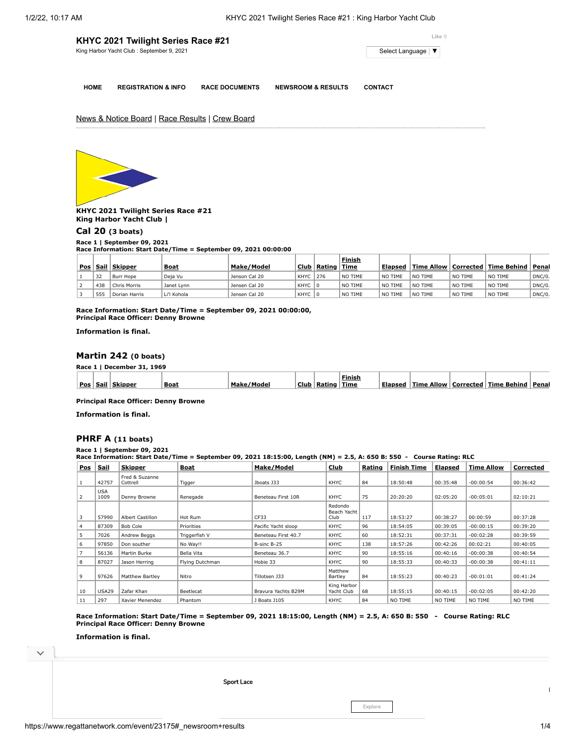# KHYC 2021 Twilight Series Race #21

King Harbor Yacht Club : September 9, 2021

Like 0

Select Language ▼

HOME | REGISTRATION & INFO | RACE DOCUMENTS | NEWSROOM & RESULTS | CONTACT

News & Notice Board | Race Results | Crew Board

**KHYC 2021 Twilight Series Race #21**
**King Harbor Yacht Club |**

## Cal 20 (3 boats)

**Race 1 | September 09, 2021**
**Race Information: Start Date/Time = September 09, 2021 00:00:00**

| Pos | Sail | Skipper | Boat | Make/Model | Club | Rating | Finish Time | Elapsed | Time Allow | Corrected | Time Behind | Penal |
|---|---|---|---|---|---|---|---|---|---|---|---|---|
| 1 | 32 | Burr Hope | Deja Vu | Jenson Cal 20 | KHYC | 276 | NO TIME | NO TIME | NO TIME | NO TIME | NO TIME | DNC/0. |
| 2 | 438 | Chris Morris | Janet Lynn | Jensen Cal 20 | KHYC | 0 | NO TIME | NO TIME | NO TIME | NO TIME | NO TIME | DNC/0. |
| 3 | 555 | Dorian Harris | Li'l Kohola | Jensen Cal 20 | KHYC | 0 | NO TIME | NO TIME | NO TIME | NO TIME | NO TIME | DNC/0. |

**Race Information: Start Date/Time = September 09, 2021 00:00:00,**
**Principal Race Officer: Denny Browne**

**Information is final.**

## Martin 242 (0 boats)

**Race 1 | December 31, 1969**

| Pos | Sail | Skipper | Boat | Make/Model | Club | Rating | Finish Time | Elapsed | Time Allow | Corrected | Time Behind | Penal |
|---|---|---|---|---|---|---|---|---|---|---|---|---|

**Principal Race Officer: Denny Browne**

**Information is final.**

## PHRF A (11 boats)

**Race 1 | September 09, 2021**
**Race Information: Start Date/Time = September 09, 2021 18:15:00, Length (NM) = 2.5, A: 650 B: 550 - Course Rating: RLC**

| Pos | Sail | Skipper | Boat | Make/Model | Club | Rating | Finish Time | Elapsed | Time Allow | Corrected |
|---|---|---|---|---|---|---|---|---|---|---|
| 1 | 42757 | Fred & Suzanne Cottrell | Tigger | Jboats J33 | KHYC | 84 | 18:50:48 | 00:35:48 | -00:00:54 | 00:36:42 |
| 2 | USA 1009 | Denny Browne | Renegade | Beneteau First 10R | KHYC | 75 | 20:20:20 | 02:05:20 | -00:05:01 | 02:10:21 |
| 3 | 57990 | Albert Castillon | Hot Rum | CF33 | Redondo Beach Yacht Club | 117 | 18:53:27 | 00:38:27 | 00:00:59 | 00:37:28 |
| 4 | 87309 | Bob Cole | Priorities | Pacific Yacht sloop | KHYC | 96 | 18:54:05 | 00:39:05 | -00:00:15 | 00:39:20 |
| 5 | 7026 | Andrew Beggs | Triggerfish V | Beneteau First 40.7 | KHYC | 60 | 18:52:31 | 00:37:31 | -00:02:28 | 00:39:59 |
| 6 | 97850 | Don souther | No Way!! | B-sinc B-25 | KHYC | 138 | 18:57:26 | 00:42:26 | 00:02:21 | 00:40:05 |
| 7 | 56136 | Martin Burke | Bella Vita | Beneteau 36.7 | KHYC | 90 | 18:55:16 | 00:40:16 | -00:00:38 | 00:40:54 |
| 8 | 87027 | Jason Herring | Flying Dutchman | Hobie 33 | KHYC | 90 | 18:55:33 | 00:40:33 | -00:00:38 | 00:41:11 |
| 9 | 97626 | Matthew Bartley | Nitro | Tillotsen J33 | Matthew Bartley | 84 | 18:55:23 | 00:40:23 | -00:01:01 | 00:41:24 |
| 10 | USA29 | Zafar Khan | Beetlecat | Bravura Yachts B29M | King Harbor Yacht Club | 68 | 18:55:15 | 00:40:15 | -00:02:05 | 00:42:20 |
| 11 | 297 | Xavier Menendez | Phantom | J Boats J105 | KHYC | 84 | NO TIME | NO TIME | NO TIME | NO TIME |

**Race Information: Start Date/Time = September 09, 2021 18:15:00, Length (NM) = 2.5, A: 650 B: 550 - Course Rating: RLC**
**Principal Race Officer: Denny Browne**

**Information is final.**

Sport Lace

Explore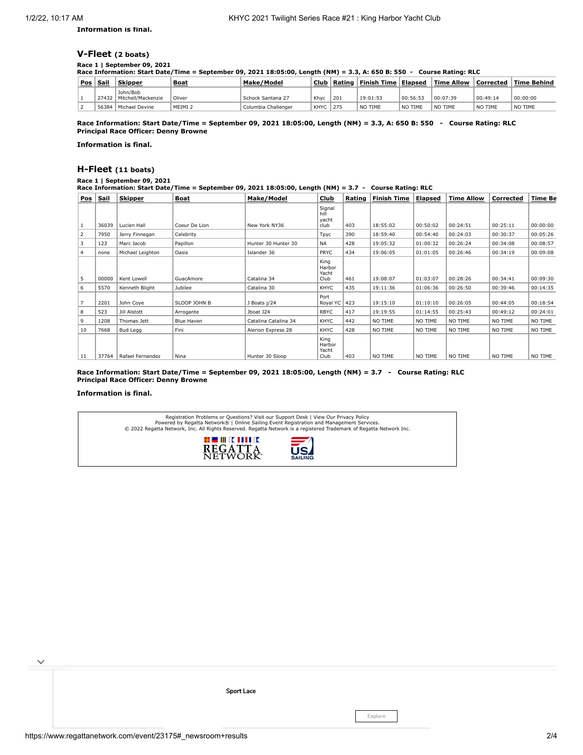**Information is final.**

### V-Fleet (2 boats)

**Race 1 | September 09, 2021**
**Race Information: Start Date/Time = September 09, 2021 18:05:00, Length (NM) = 3.3, A: 650 B: 550 - Course Rating: RLC**

| Pos | Sail | Skipper | Boat | Make/Model | Club | Rating | Finish Time | Elapsed | Time Allow | Corrected | Time Behind |
|---|---|---|---|---|---|---|---|---|---|---|---|
| 1 | 27432 | John/Bob Mitchell/Mackenzie | Oliver | Schock Santana 27 | Khyc | 201 | 19:01:53 | 00:56:53 | 00:07:39 | 00:49:14 | 00:00:00 |
| 2 | 56384 | Michael Devine | MEIMI 2 | Columbia Challenger | KHYC | 275 | NO TIME | NO TIME | NO TIME | NO TIME | NO TIME |

**Race Information: Start Date/Time = September 09, 2021 18:05:00, Length (NM) = 3.3, A: 650 B: 550 - Course Rating: RLC**
**Principal Race Officer: Denny Browne**

**Information is final.**

### H-Fleet (11 boats)

**Race 1 | September 09, 2021**
**Race Information: Start Date/Time = September 09, 2021 18:05:00, Length (NM) = 3.7 - Course Rating: RLC**

| Pos | Sail | Skipper | Boat | Make/Model | Club | Rating | Finish Time | Elapsed | Time Allow | Corrected | Time Be |
|---|---|---|---|---|---|---|---|---|---|---|---|
| 1 | 36039 | Lucien Hall | Coeur De Lion | New York NY36 | Signal hill yacht club | 403 | 18:55:02 | 00:50:02 | 00:24:51 | 00:25:11 | 00:00:00 |
| 2 | 7950 | Jerry Finnegan | Celebrity | | Tpyc | 390 | 18:59:40 | 00:54:40 | 00:24:03 | 00:30:37 | 00:05:26 |
| 3 | 123 | Marc Jacob | Papillon | Hunter 30 Hunter 30 | NA | 428 | 19:05:32 | 01:00:32 | 00:26:24 | 00:34:08 | 00:08:57 |
| 4 | none | Michael Leighton | Oasis | Islander 36 | PRYC | 434 | 19:06:05 | 01:01:05 | 00:26:46 | 00:34:19 | 00:09:08 |
| 5 | 00000 | Kent Lowell | GuacAmore | Catalina 34 | King Harbor Yacht Club | 461 | 19:08:07 | 01:03:07 | 00:28:26 | 00:34:41 | 00:09:30 |
| 6 | 5570 | Kenneth Blight | Jubilee | Catalina 30 | KHYC | 435 | 19:11:36 | 01:06:36 | 00:26:50 | 00:39:46 | 00:14:35 |
| 7 | 2201 | John Coye | SLOOP JOHN B | J Boats j/24 | Port Royal YC | 423 | 19:15:10 | 01:10:10 | 00:26:05 | 00:44:05 | 00:18:54 |
| 8 | 523 | Jill Alstott | Arrogante | Jboat J24 | RBYC | 417 | 19:19:55 | 01:14:55 | 00:25:43 | 00:49:12 | 00:24:01 |
| 9 | 1208 | Thomas Jett | Blue Haven | Catalina Catalina 34 | KHYC | 442 | NO TIME | NO TIME | NO TIME | NO TIME | NO TIME |
| 10 | 7668 | Bud Legg | Fini | Alerion Express 28 | KHYC | 428 | NO TIME | NO TIME | NO TIME | NO TIME | NO TIME |
| 11 | 37764 | Rafael Fernandez | Nina | Hunter 30 Sloop | King Harbor Yacht Club | 403 | NO TIME | NO TIME | NO TIME | NO TIME | NO TIME |

**Race Information: Start Date/Time = September 09, 2021 18:05:00, Length (NM) = 3.7 - Course Rating: RLC**
**Principal Race Officer: Denny Browne**

**Information is final.**

Registration Problems or Questions? Visit our Support Desk | View Our Privacy Policy
Powered by Regatta Network® | Online Sailing Event Registration and Management Services.
© 2022 Regatta Network, Inc. All Rights Reserved. Regatta Network is a registered Trademark of Regatta Network Inc.

Sport Lace

Explore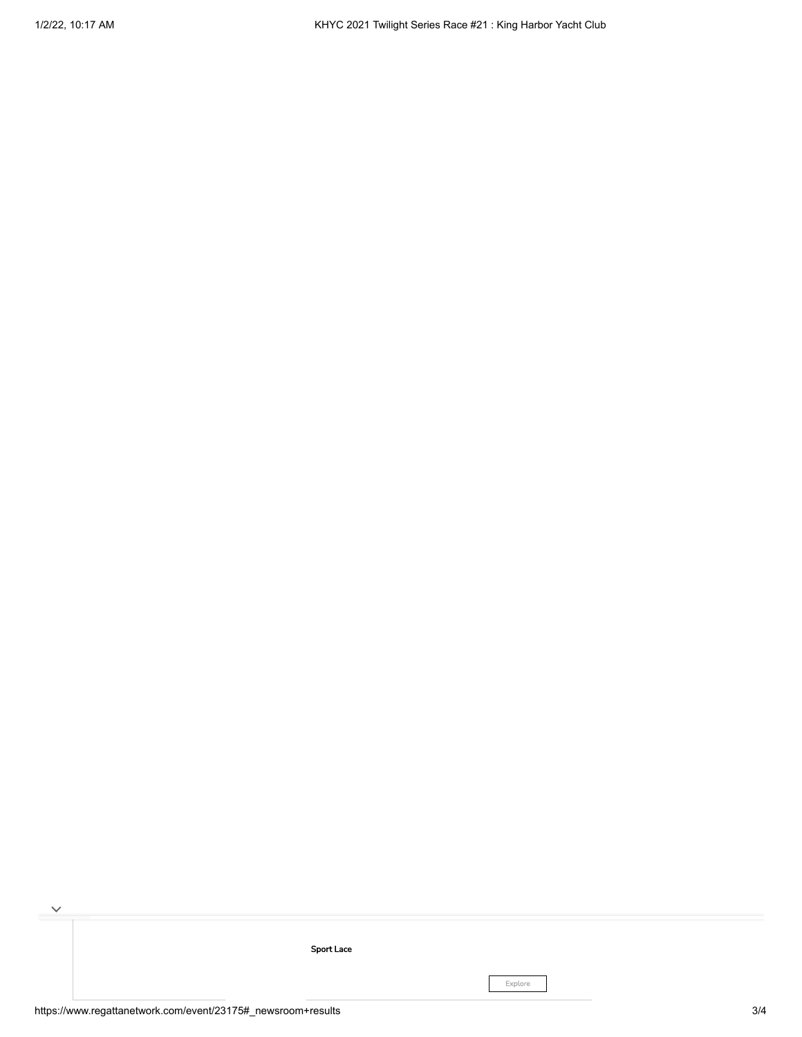Sport Lace

Explore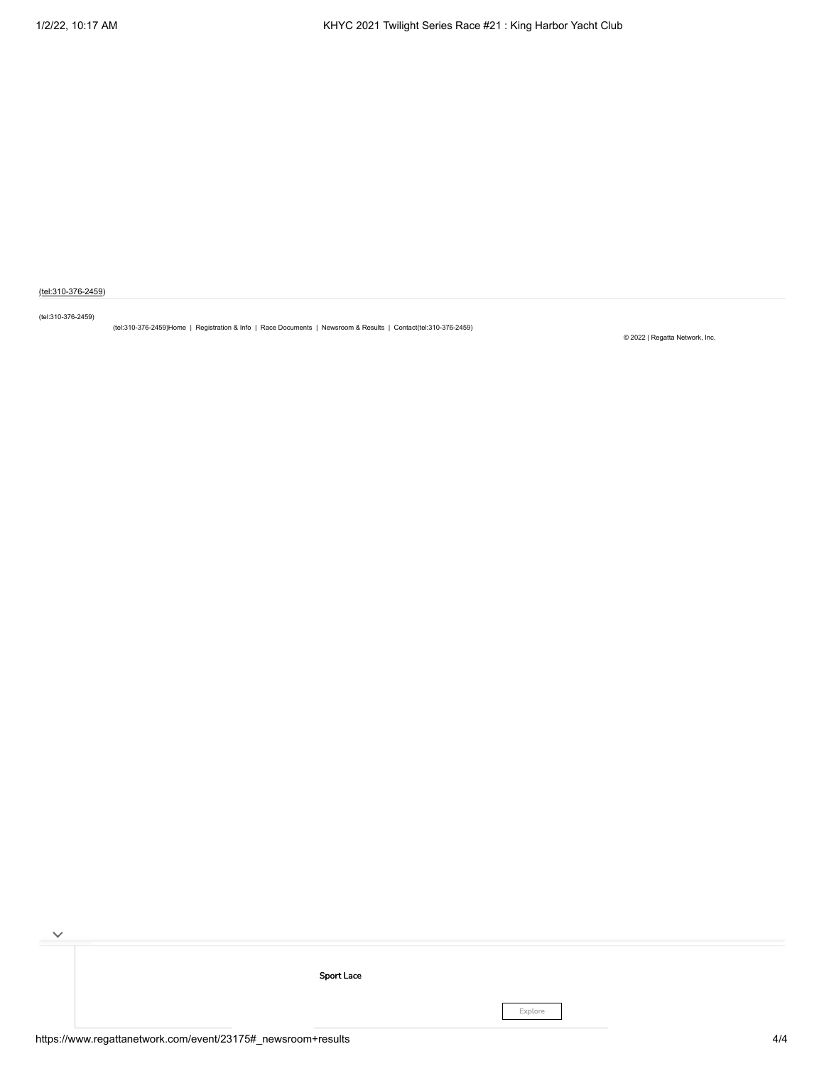(tel:310-376-2459)

(tel:310-376-2459)

(tel:310-376-2459)Home | Registration & Info | Race Documents | Newsroom & Results | Contact(tel:310-376-2459)

© 2022 | Regatta Network, Inc.

**Sport Lace**

Explore